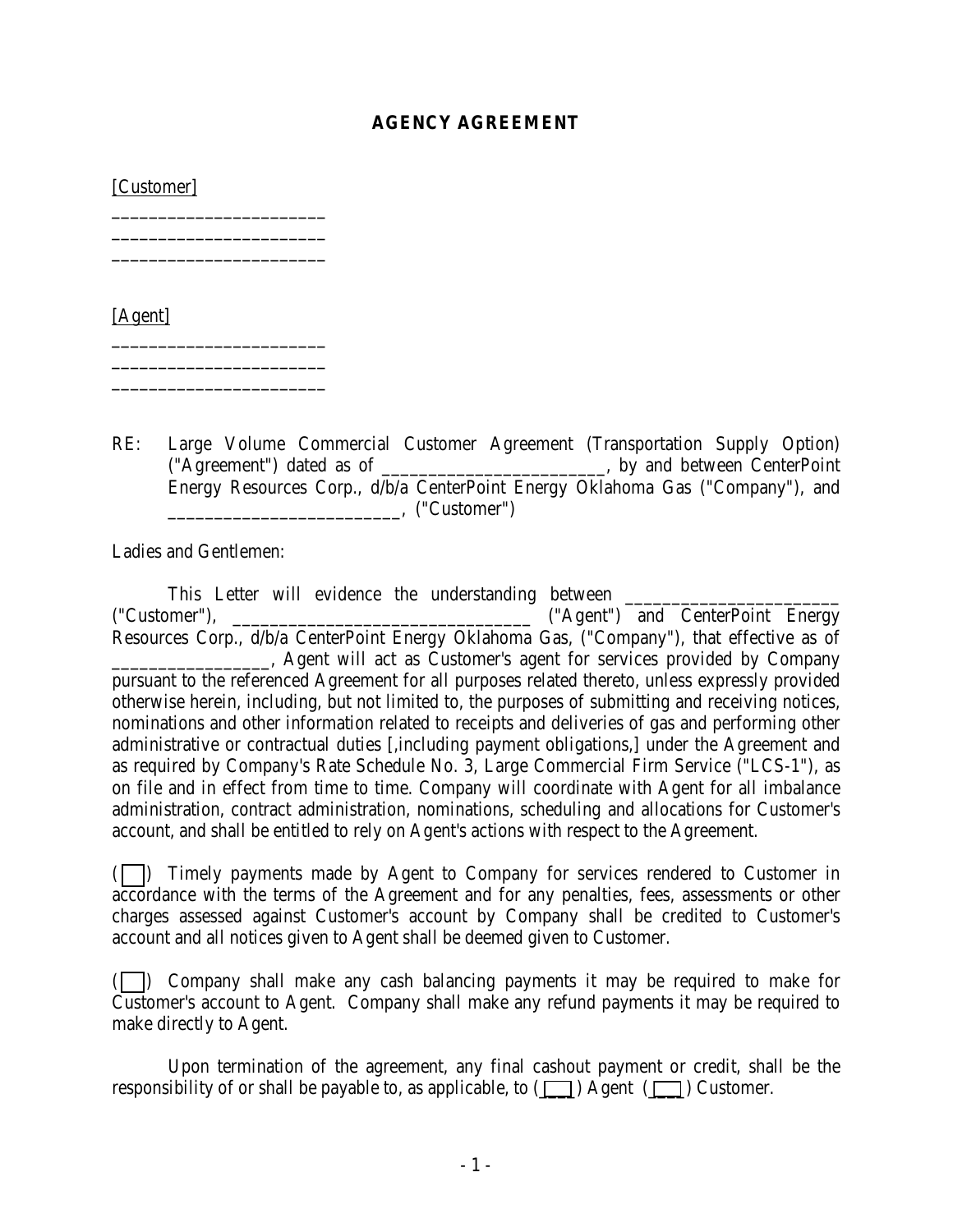# AGENCY AGREEMENT

[Customer]

______________________
______________________
______________________

[Agent]

______________________
______________________
______________________

RE: Large Volume Commercial Customer Agreement (Transportation Supply Option) ("Agreement") dated as of ________________________, by and between CenterPoint Energy Resources Corp., d/b/a CenterPoint Energy Oklahoma Gas ("Company"), and ________________________, ("Customer")

Ladies and Gentlemen:

This Letter will evidence the understanding between ______________________ ("Customer"), ______________________________ ("Agent") and CenterPoint Energy Resources Corp., d/b/a CenterPoint Energy Oklahoma Gas, ("Company"), that effective as of ________________, Agent will act as Customer's agent for services provided by Company pursuant to the referenced Agreement for all purposes related thereto, unless expressly provided otherwise herein, including, but not limited to, the purposes of submitting and receiving notices, nominations and other information related to receipts and deliveries of gas and performing other administrative or contractual duties [,including payment obligations,] under the Agreement and as required by Company's Rate Schedule No. 3, Large Commercial Firm Service ("LCS-1"), as on file and in effect from time to time. Company will coordinate with Agent for all imbalance administration, contract administration, nominations, scheduling and allocations for Customer's account, and shall be entitled to rely on Agent's actions with respect to the Agreement.

( ☐ ) Timely payments made by Agent to Company for services rendered to Customer in accordance with the terms of the Agreement and for any penalties, fees, assessments or other charges assessed against Customer's account by Company shall be credited to Customer's account and all notices given to Agent shall be deemed given to Customer.

( ☐ ) Company shall make any cash balancing payments it may be required to make for Customer's account to Agent. Company shall make any refund payments it may be required to make directly to Agent.

Upon termination of the agreement, any final cashout payment or credit, shall be the responsibility of or shall be payable to, as applicable, to ( ☐ ) Agent ( ☐ ) Customer.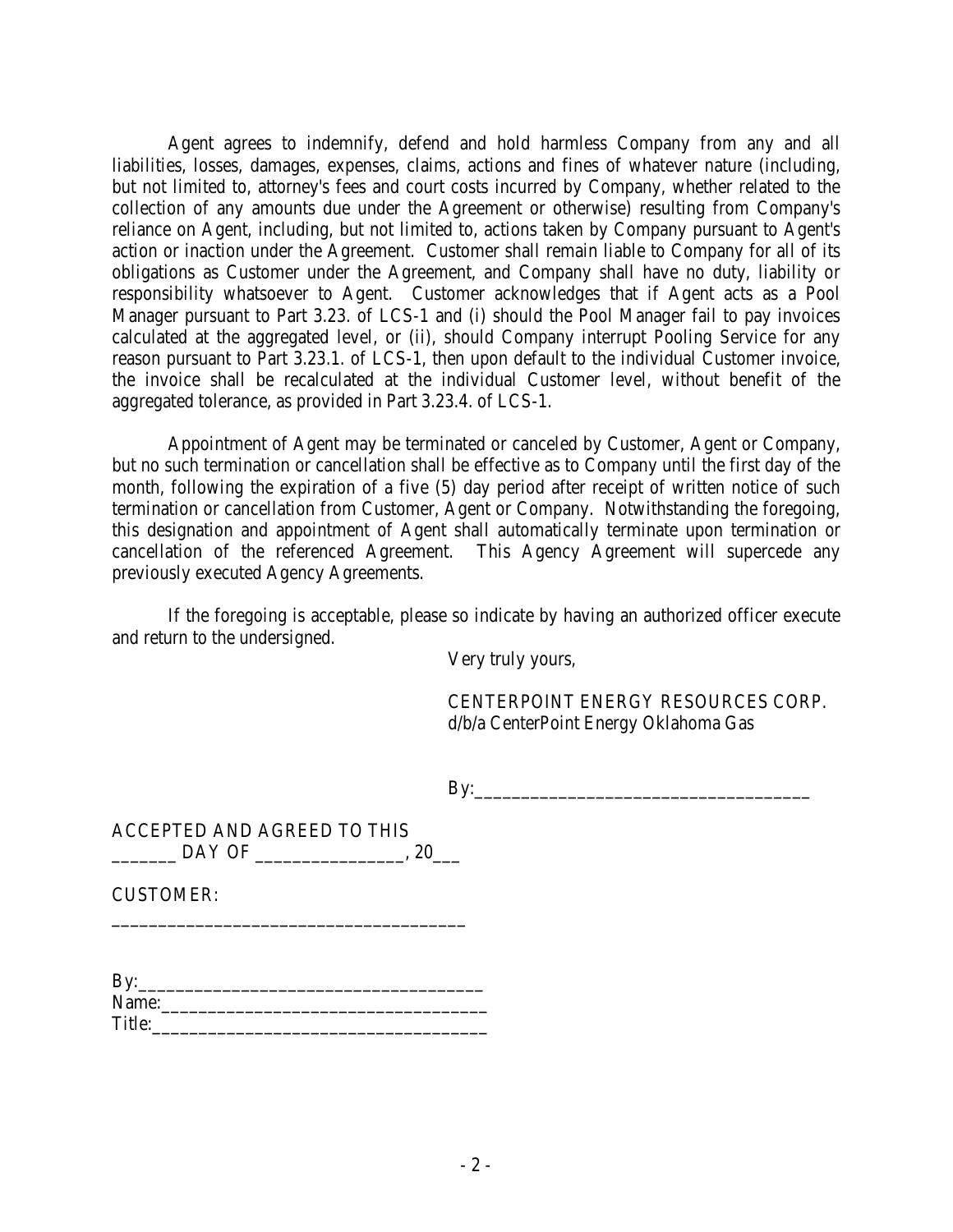Agent agrees to indemnify, defend and hold harmless Company from any and all liabilities, losses, damages, expenses, claims, actions and fines of whatever nature (including, but not limited to, attorney's fees and court costs incurred by Company, whether related to the collection of any amounts due under the Agreement or otherwise) resulting from Company's reliance on Agent, including, but not limited to, actions taken by Company pursuant to Agent's action or inaction under the Agreement. Customer shall remain liable to Company for all of its obligations as Customer under the Agreement, and Company shall have no duty, liability or responsibility whatsoever to Agent. Customer acknowledges that if Agent acts as a Pool Manager pursuant to Part 3.23. of LCS-1 and (i) should the Pool Manager fail to pay invoices calculated at the aggregated level, or (ii), should Company interrupt Pooling Service for any reason pursuant to Part 3.23.1. of LCS-1, then upon default to the individual Customer invoice, the invoice shall be recalculated at the individual Customer level, without benefit of the aggregated tolerance, as provided in Part 3.23.4. of LCS-1.

Appointment of Agent may be terminated or canceled by Customer, Agent or Company, but no such termination or cancellation shall be effective as to Company until the first day of the month, following the expiration of a five (5) day period after receipt of written notice of such termination or cancellation from Customer, Agent or Company. Notwithstanding the foregoing, this designation and appointment of Agent shall automatically terminate upon termination or cancellation of the referenced Agreement. This Agency Agreement will supercede any previously executed Agency Agreements.

If the foregoing is acceptable, please so indicate by having an authorized officer execute and return to the undersigned.

Very truly yours,

CENTERPOINT ENERGY RESOURCES CORP.
d/b/a CenterPoint Energy Oklahoma Gas

By:___________________________________

ACCEPTED AND AGREED TO THIS
_______ DAY OF ________________, 20___

CUSTOMER:

_____________________________________

By:___________________________________
Name:_________________________________
Title:__________________________________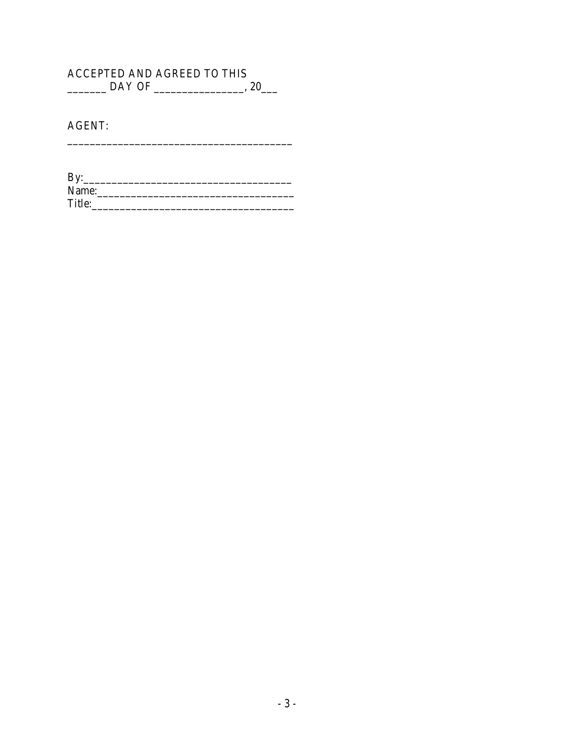ACCEPTED AND AGREED TO THIS
_______ DAY OF ________________, 20___

AGENT:

________________________________________

By:_____________________________________
Name:___________________________________
Title:____________________________________